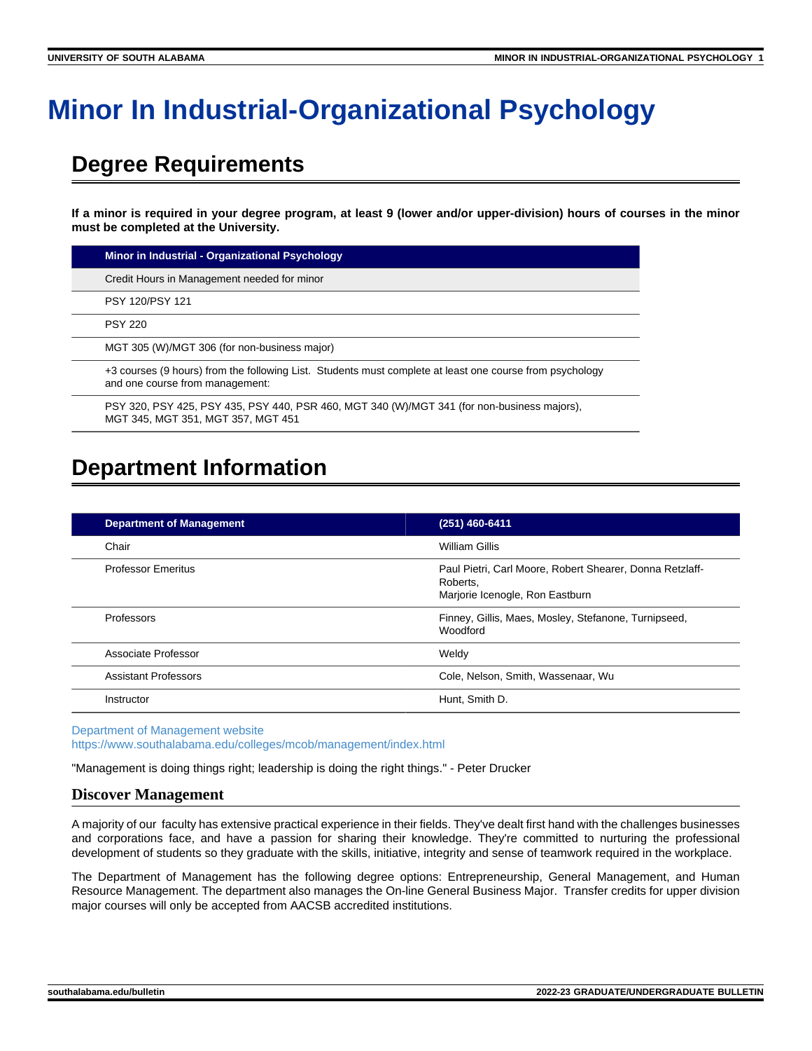# Minor In Industrial-Organizational Psychology

## Degree Requirements

**If a minor is required in your degree program, at least 9 (lower and/or upper-division) hours of courses in the minor must be completed at the University.**

| Minor in Industrial - Organizational Psychology |
|---|
| Credit Hours in Management needed for minor |
| PSY 120/PSY 121 |
| PSY 220 |
| MGT 305 (W)/MGT 306 (for non-business major) |
| +3 courses (9 hours) from the following List.  Students must complete at least one course from psychology and one course from management: |
| PSY 320, PSY 425, PSY 435, PSY 440, PSR 460, MGT 340 (W)/MGT 341 (for non-business majors), MGT 345, MGT 351, MGT 357, MGT 451 |

## Department Information

| Department of Management | (251) 460-6411 |
|---|---|
| Chair | William Gillis |
| Professor Emeritus | Paul Pietri, Carl Moore, Robert Shearer, Donna Retzlaff-Roberts, Marjorie Icenogle, Ron Eastburn |
| Professors | Finney, Gillis, Maes, Mosley, Stefanone, Turnipseed, Woodford |
| Associate Professor | Weldy |
| Assistant Professors | Cole, Nelson, Smith, Wassenaar, Wu |
| Instructor | Hunt, Smith D. |

Department of Management website
https://www.southalabama.edu/colleges/mcob/management/index.html

"Management is doing things right; leadership is doing the right things." - Peter Drucker

### Discover Management

A majority of our faculty has extensive practical experience in their fields. They've dealt first hand with the challenges businesses and corporations face, and have a passion for sharing their knowledge. They're committed to nurturing the professional development of students so they graduate with the skills, initiative, integrity and sense of teamwork required in the workplace.

The Department of Management has the following degree options: Entrepreneurship, General Management, and Human Resource Management. The department also manages the On-line General Business Major. Transfer credits for upper division major courses will only be accepted from AACSB accredited institutions.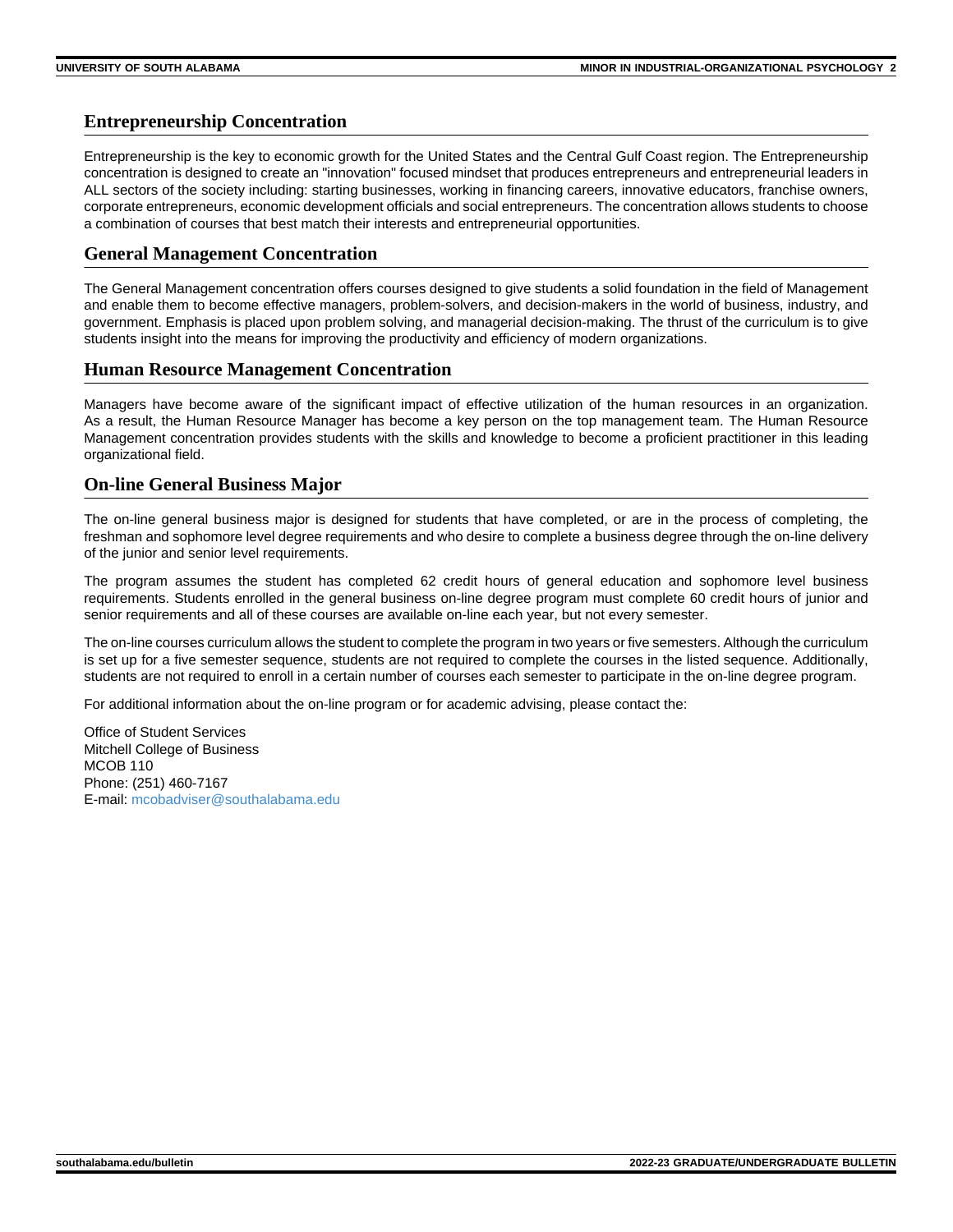## Entrepreneurship Concentration

Entrepreneurship is the key to economic growth for the United States and the Central Gulf Coast region. The Entrepreneurship concentration is designed to create an "innovation" focused mindset that produces entrepreneurs and entrepreneurial leaders in ALL sectors of the society including: starting businesses, working in financing careers, innovative educators, franchise owners, corporate entrepreneurs, economic development officials and social entrepreneurs. The concentration allows students to choose a combination of courses that best match their interests and entrepreneurial opportunities.

## General Management Concentration

The General Management concentration offers courses designed to give students a solid foundation in the field of Management and enable them to become effective managers, problem-solvers, and decision-makers in the world of business, industry, and government. Emphasis is placed upon problem solving, and managerial decision-making. The thrust of the curriculum is to give students insight into the means for improving the productivity and efficiency of modern organizations.

## Human Resource Management Concentration

Managers have become aware of the significant impact of effective utilization of the human resources in an organization. As a result, the Human Resource Manager has become a key person on the top management team. The Human Resource Management concentration provides students with the skills and knowledge to become a proficient practitioner in this leading organizational field.

## On-line General Business Major

The on-line general business major is designed for students that have completed, or are in the process of completing, the freshman and sophomore level degree requirements and who desire to complete a business degree through the on-line delivery of the junior and senior level requirements.

The program assumes the student has completed 62 credit hours of general education and sophomore level business requirements. Students enrolled in the general business on-line degree program must complete 60 credit hours of junior and senior requirements and all of these courses are available on-line each year, but not every semester.

The on-line courses curriculum allows the student to complete the program in two years or five semesters. Although the curriculum is set up for a five semester sequence, students are not required to complete the courses in the listed sequence. Additionally, students are not required to enroll in a certain number of courses each semester to participate in the on-line degree program.

For additional information about the on-line program or for academic advising, please contact the:

Office of Student Services
Mitchell College of Business
MCOB 110
Phone: (251) 460-7167
E-mail: mcobadviser@southalabama.edu